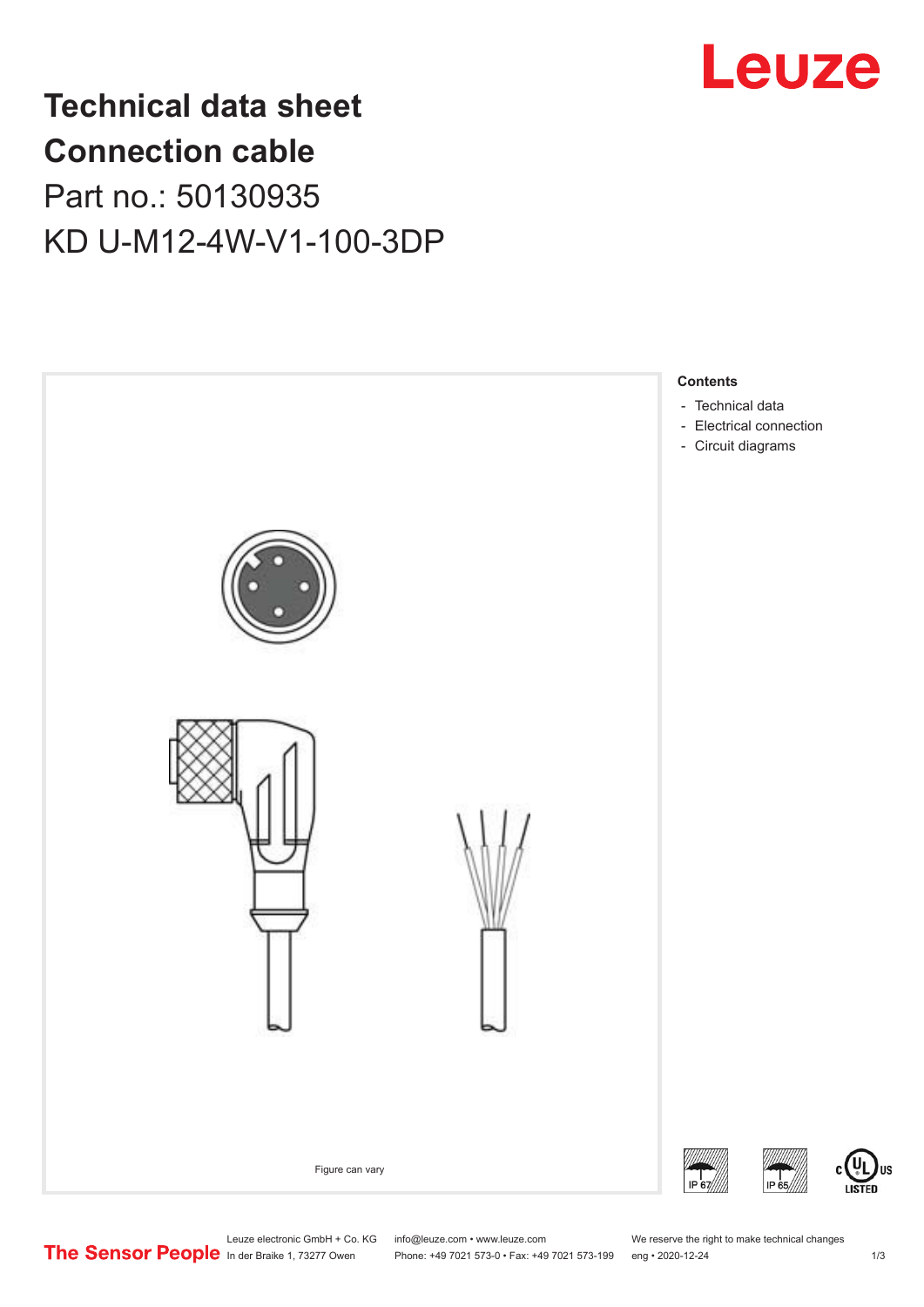# Technical data sheet

# Connection cable

## Part no.: 50130935

## KD U-M12-4W-V1-100-3DP

Figure can vary

**Contents**

- Technical data
- Electrical connection
- Circuit diagrams

IP 67

IP 65

c UL US LISTED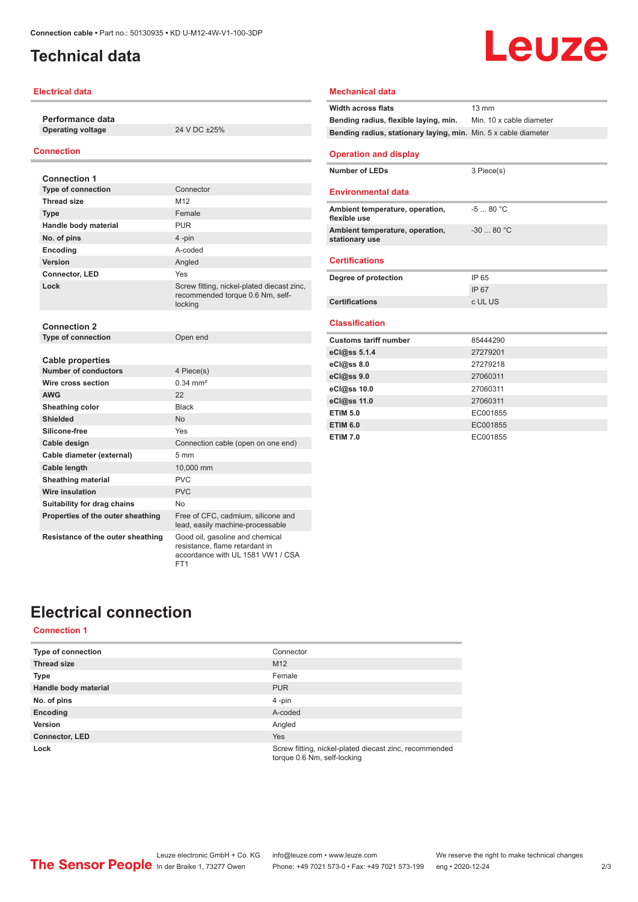# Technical data

## Electrical data

| Performance data | |
|---|---|
| Operating voltage | 24 V DC ±25% |

## Connection

| Connection 1 | |
|---|---|
| Type of connection | Connector |
| Thread size | M12 |
| Type | Female |
| Handle body material | PUR |
| No. of pins | 4 -pin |
| Encoding | A-coded |
| Version | Angled |
| Connector, LED | Yes |
| Lock | Screw fitting, nickel-plated diecast zinc, recommended torque 0.6 Nm, self-locking |

| Connection 2 | |
|---|---|
| Type of connection | Open end |

| Cable properties | |
|---|---|
| Number of conductors | 4 Piece(s) |
| Wire cross section | 0.34 mm² |
| AWG | 22 |
| Sheathing color | Black |
| Shielded | No |
| Silicone-free | Yes |
| Cable design | Connection cable (open on one end) |
| Cable diameter (external) | 5 mm |
| Cable length | 10,000 mm |
| Sheathing material | PVC |
| Wire insulation | PVC |
| Suitability for drag chains | No |
| Properties of the outer sheathing | Free of CFC, cadmium, silicone and lead, easily machine-processable |
| Resistance of the outer sheathing | Good oil, gasoline and chemical resistance, flame retardant in accordance with UL 1581 VW1 / CSA FT1 |

## Mechanical data

| | |
|---|---|
| Width across flats | 13 mm |
| Bending radius, flexible laying, min. | Min. 10 x cable diameter |
| Bending radius, stationary laying, min. | Min. 5 x cable diameter |

## Operation and display

| | |
|---|---|
| Number of LEDs | 3 Piece(s) |

## Environmental data

| | |
|---|---|
| Ambient temperature, operation, flexible use | -5 ... 80 °C |
| Ambient temperature, operation, stationary use | -30 ... 80 °C |

## Certifications

| | |
|---|---|
| Degree of protection | IP 65 |
| | IP 67 |
| Certifications | c UL US |

## Classification

| | |
|---|---|
| Customs tariff number | 85444290 |
| eCl@ss 5.1.4 | 27279201 |
| eCl@ss 8.0 | 27279218 |
| eCl@ss 9.0 | 27060311 |
| eCl@ss 10.0 | 27060311 |
| eCl@ss 11.0 | 27060311 |
| ETIM 5.0 | EC001855 |
| ETIM 6.0 | EC001855 |
| ETIM 7.0 | EC001855 |

# Electrical connection

## Connection 1

| | |
|---|---|
| Type of connection | Connector |
| Thread size | M12 |
| Type | Female |
| Handle body material | PUR |
| No. of pins | 4 -pin |
| Encoding | A-coded |
| Version | Angled |
| Connector, LED | Yes |
| Lock | Screw fitting, nickel-plated diecast zinc, recommended torque 0.6 Nm, self-locking |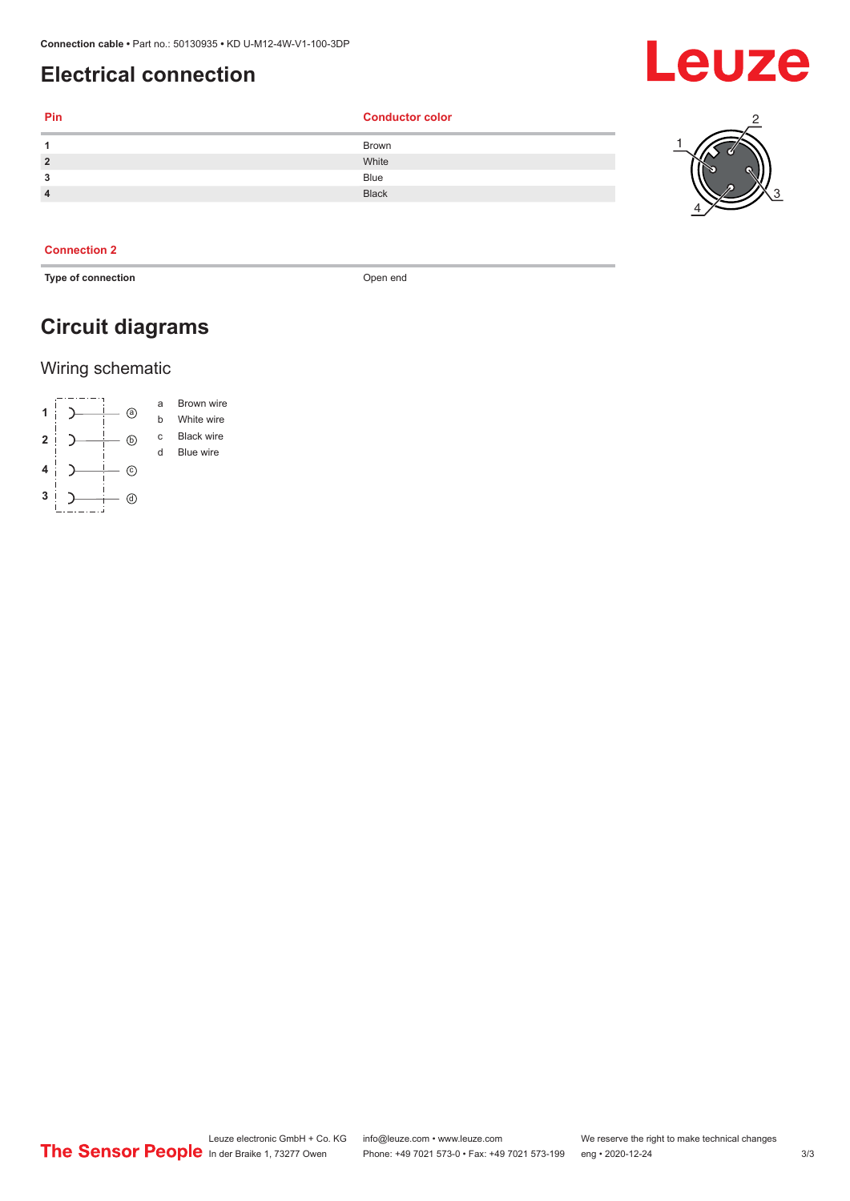## Electrical connection

| Pin | Conductor color |
| --- | --- |
| 1 | Brown |
| 2 | White |
| 3 | Blue |
| 4 | Black |

1
2
3
4

| Connection 2 | |
| --- | --- |
| Type of connection | Open end |

## Circuit diagrams

### Wiring schematic

1
2
4
3
a
b
c
d

a Brown wire
b White wire
c Black wire
d Blue wire